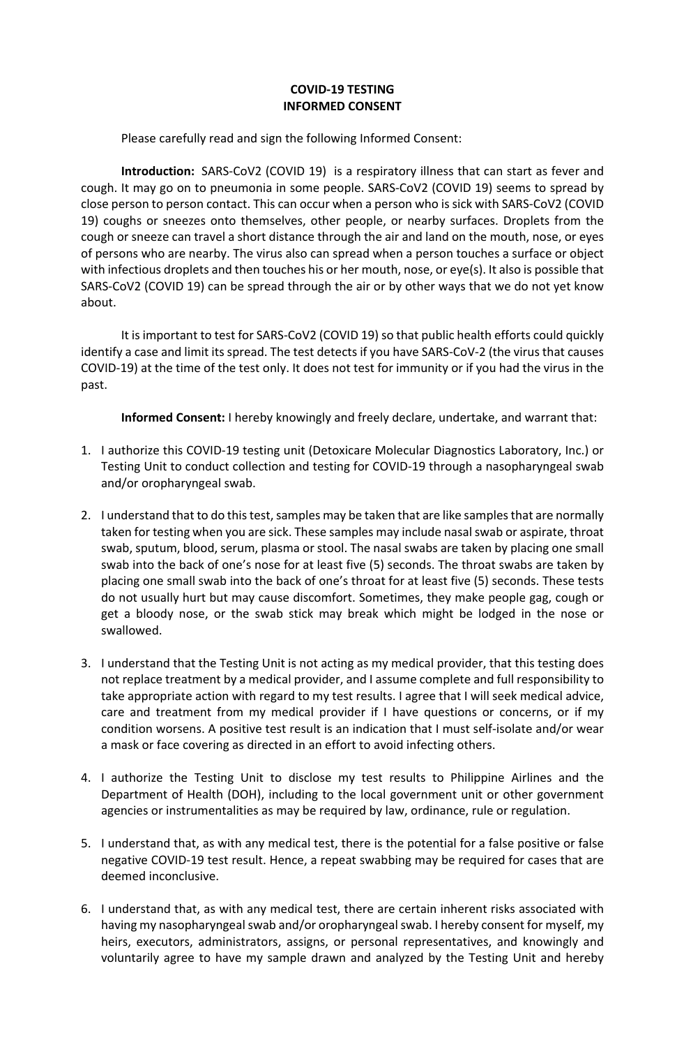# COVID-19 TESTING
# INFORMED CONSENT

Please carefully read and sign the following Informed Consent:

**Introduction:** SARS-CoV2 (COVID 19) is a respiratory illness that can start as fever and cough. It may go on to pneumonia in some people. SARS-CoV2 (COVID 19) seems to spread by close person to person contact. This can occur when a person who is sick with SARS-CoV2 (COVID 19) coughs or sneezes onto themselves, other people, or nearby surfaces. Droplets from the cough or sneeze can travel a short distance through the air and land on the mouth, nose, or eyes of persons who are nearby. The virus also can spread when a person touches a surface or object with infectious droplets and then touches his or her mouth, nose, or eye(s). It also is possible that SARS-CoV2 (COVID 19) can be spread through the air or by other ways that we do not yet know about.

It is important to test for SARS-CoV2 (COVID 19) so that public health efforts could quickly identify a case and limit its spread. The test detects if you have SARS-CoV-2 (the virus that causes COVID-19) at the time of the test only. It does not test for immunity or if you had the virus in the past.

**Informed Consent:** I hereby knowingly and freely declare, undertake, and warrant that:

1. I authorize this COVID-19 testing unit (Detoxicare Molecular Diagnostics Laboratory, Inc.) or Testing Unit to conduct collection and testing for COVID-19 through a nasopharyngeal swab and/or oropharyngeal swab.

2. I understand that to do this test, samples may be taken that are like samples that are normally taken for testing when you are sick. These samples may include nasal swab or aspirate, throat swab, sputum, blood, serum, plasma or stool. The nasal swabs are taken by placing one small swab into the back of one's nose for at least five (5) seconds. The throat swabs are taken by placing one small swab into the back of one's throat for at least five (5) seconds. These tests do not usually hurt but may cause discomfort. Sometimes, they make people gag, cough or get a bloody nose, or the swab stick may break which might be lodged in the nose or swallowed.

3. I understand that the Testing Unit is not acting as my medical provider, that this testing does not replace treatment by a medical provider, and I assume complete and full responsibility to take appropriate action with regard to my test results. I agree that I will seek medical advice, care and treatment from my medical provider if I have questions or concerns, or if my condition worsens. A positive test result is an indication that I must self-isolate and/or wear a mask or face covering as directed in an effort to avoid infecting others.

4. I authorize the Testing Unit to disclose my test results to Philippine Airlines and the Department of Health (DOH), including to the local government unit or other government agencies or instrumentalities as may be required by law, ordinance, rule or regulation.

5. I understand that, as with any medical test, there is the potential for a false positive or false negative COVID-19 test result. Hence, a repeat swabbing may be required for cases that are deemed inconclusive.

6. I understand that, as with any medical test, there are certain inherent risks associated with having my nasopharyngeal swab and/or oropharyngeal swab. I hereby consent for myself, my heirs, executors, administrators, assigns, or personal representatives, and knowingly and voluntarily agree to have my sample drawn and analyzed by the Testing Unit and hereby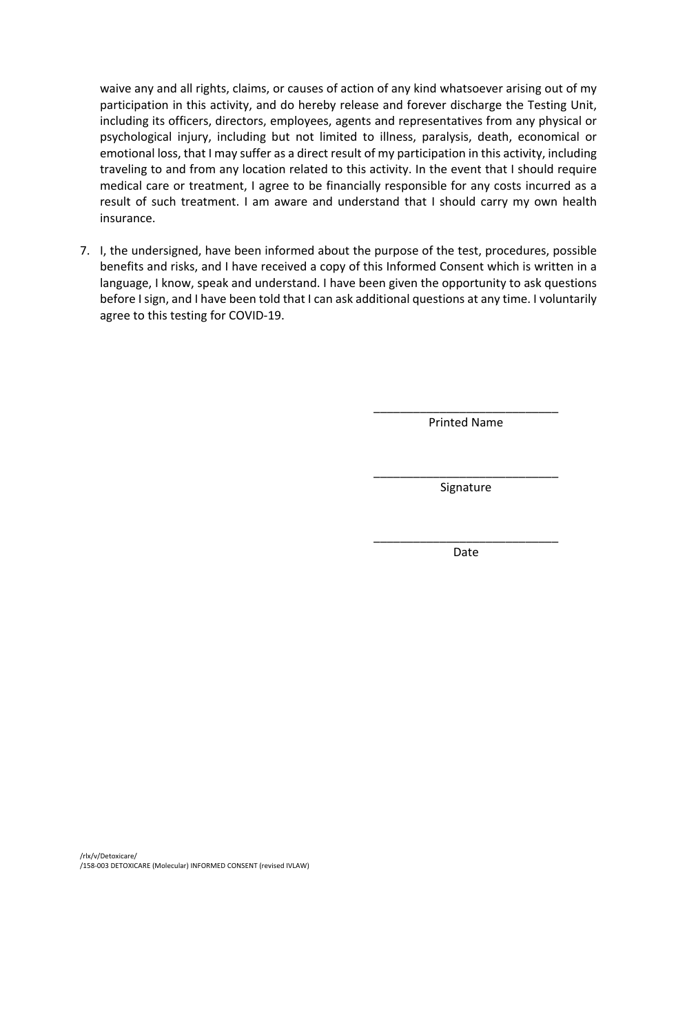waive any and all rights, claims, or causes of action of any kind whatsoever arising out of my participation in this activity, and do hereby release and forever discharge the Testing Unit, including its officers, directors, employees, agents and representatives from any physical or psychological injury, including but not limited to illness, paralysis, death, economical or emotional loss, that I may suffer as a direct result of my participation in this activity, including traveling to and from any location related to this activity. In the event that I should require medical care or treatment, I agree to be financially responsible for any costs incurred as a result of such treatment. I am aware and understand that I should carry my own health insurance.

7. I, the undersigned, have been informed about the purpose of the test, procedures, possible benefits and risks, and I have received a copy of this Informed Consent which is written in a language, I know, speak and understand. I have been given the opportunity to ask questions before I sign, and I have been told that I can ask additional questions at any time. I voluntarily agree to this testing for COVID-19.

____________________________
Printed Name

____________________________
Signature

____________________________
Date

/rlx/v/Detoxicare/
/158-003 DETOXICARE (Molecular) INFORMED CONSENT (revised IVLAW)